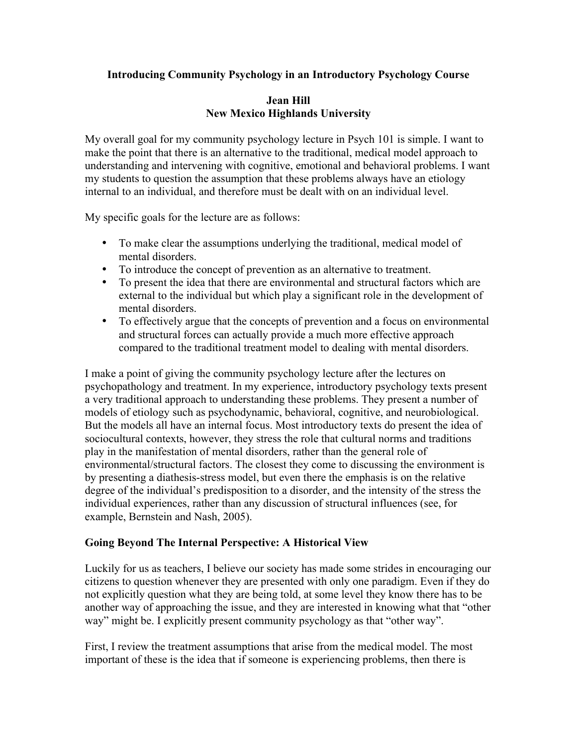# Introducing Community Psychology in an Introductory Psychology Course

**Jean Hill**
**New Mexico Highlands University**

My overall goal for my community psychology lecture in Psych 101 is simple. I want to make the point that there is an alternative to the traditional, medical model approach to understanding and intervening with cognitive, emotional and behavioral problems. I want my students to question the assumption that these problems always have an etiology internal to an individual, and therefore must be dealt with on an individual level.

My specific goals for the lecture are as follows:

- To make clear the assumptions underlying the traditional, medical model of mental disorders.
- To introduce the concept of prevention as an alternative to treatment.
- To present the idea that there are environmental and structural factors which are external to the individual but which play a significant role in the development of mental disorders.
- To effectively argue that the concepts of prevention and a focus on environmental and structural forces can actually provide a much more effective approach compared to the traditional treatment model to dealing with mental disorders.

I make a point of giving the community psychology lecture after the lectures on psychopathology and treatment. In my experience, introductory psychology texts present a very traditional approach to understanding these problems. They present a number of models of etiology such as psychodynamic, behavioral, cognitive, and neurobiological. But the models all have an internal focus. Most introductory texts do present the idea of sociocultural contexts, however, they stress the role that cultural norms and traditions play in the manifestation of mental disorders, rather than the general role of environmental/structural factors. The closest they come to discussing the environment is by presenting a diathesis-stress model, but even there the emphasis is on the relative degree of the individual's predisposition to a disorder, and the intensity of the stress the individual experiences, rather than any discussion of structural influences (see, for example, Bernstein and Nash, 2005).

## Going Beyond The Internal Perspective: A Historical View

Luckily for us as teachers, I believe our society has made some strides in encouraging our citizens to question whenever they are presented with only one paradigm. Even if they do not explicitly question what they are being told, at some level they know there has to be another way of approaching the issue, and they are interested in knowing what that "other way" might be. I explicitly present community psychology as that "other way".

First, I review the treatment assumptions that arise from the medical model. The most important of these is the idea that if someone is experiencing problems, then there is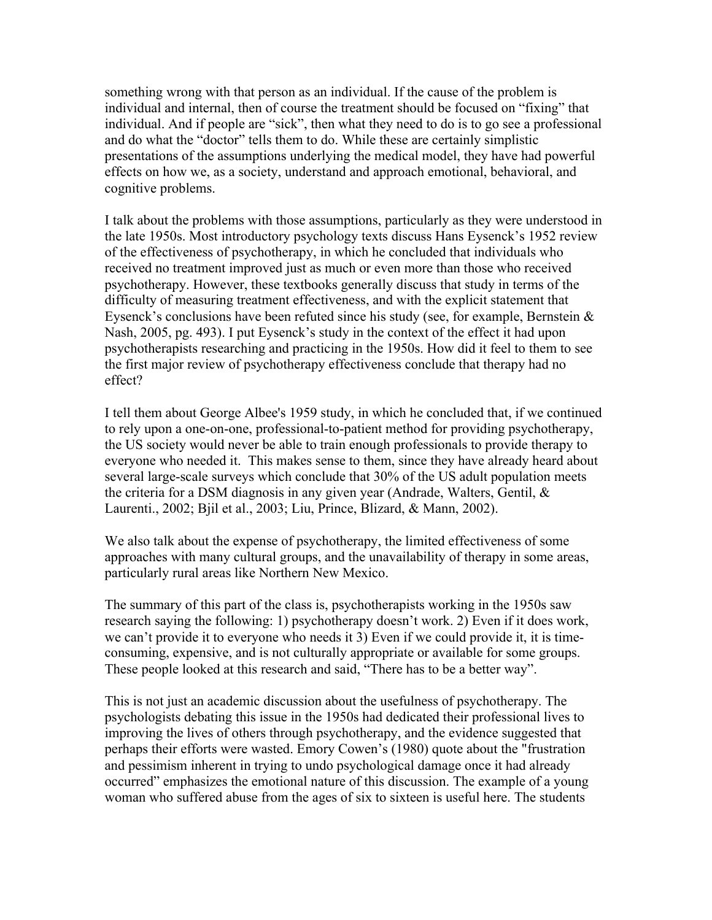something wrong with that person as an individual. If the cause of the problem is individual and internal, then of course the treatment should be focused on "fixing" that individual. And if people are "sick", then what they need to do is to go see a professional and do what the "doctor" tells them to do. While these are certainly simplistic presentations of the assumptions underlying the medical model, they have had powerful effects on how we, as a society, understand and approach emotional, behavioral, and cognitive problems.

I talk about the problems with those assumptions, particularly as they were understood in the late 1950s. Most introductory psychology texts discuss Hans Eysenck's 1952 review of the effectiveness of psychotherapy, in which he concluded that individuals who received no treatment improved just as much or even more than those who received psychotherapy. However, these textbooks generally discuss that study in terms of the difficulty of measuring treatment effectiveness, and with the explicit statement that Eysenck's conclusions have been refuted since his study (see, for example, Bernstein & Nash, 2005, pg. 493). I put Eysenck's study in the context of the effect it had upon psychotherapists researching and practicing in the 1950s. How did it feel to them to see the first major review of psychotherapy effectiveness conclude that therapy had no effect?

I tell them about George Albee's 1959 study, in which he concluded that, if we continued to rely upon a one-on-one, professional-to-patient method for providing psychotherapy, the US society would never be able to train enough professionals to provide therapy to everyone who needed it. This makes sense to them, since they have already heard about several large-scale surveys which conclude that 30% of the US adult population meets the criteria for a DSM diagnosis in any given year (Andrade, Walters, Gentil, & Laurenti., 2002; Bjil et al., 2003; Liu, Prince, Blizard, & Mann, 2002).

We also talk about the expense of psychotherapy, the limited effectiveness of some approaches with many cultural groups, and the unavailability of therapy in some areas, particularly rural areas like Northern New Mexico.

The summary of this part of the class is, psychotherapists working in the 1950s saw research saying the following: 1) psychotherapy doesn't work. 2) Even if it does work, we can't provide it to everyone who needs it 3) Even if we could provide it, it is time-consuming, expensive, and is not culturally appropriate or available for some groups. These people looked at this research and said, "There has to be a better way".

This is not just an academic discussion about the usefulness of psychotherapy. The psychologists debating this issue in the 1950s had dedicated their professional lives to improving the lives of others through psychotherapy, and the evidence suggested that perhaps their efforts were wasted. Emory Cowen's (1980) quote about the "frustration and pessimism inherent in trying to undo psychological damage once it had already occurred" emphasizes the emotional nature of this discussion. The example of a young woman who suffered abuse from the ages of six to sixteen is useful here. The students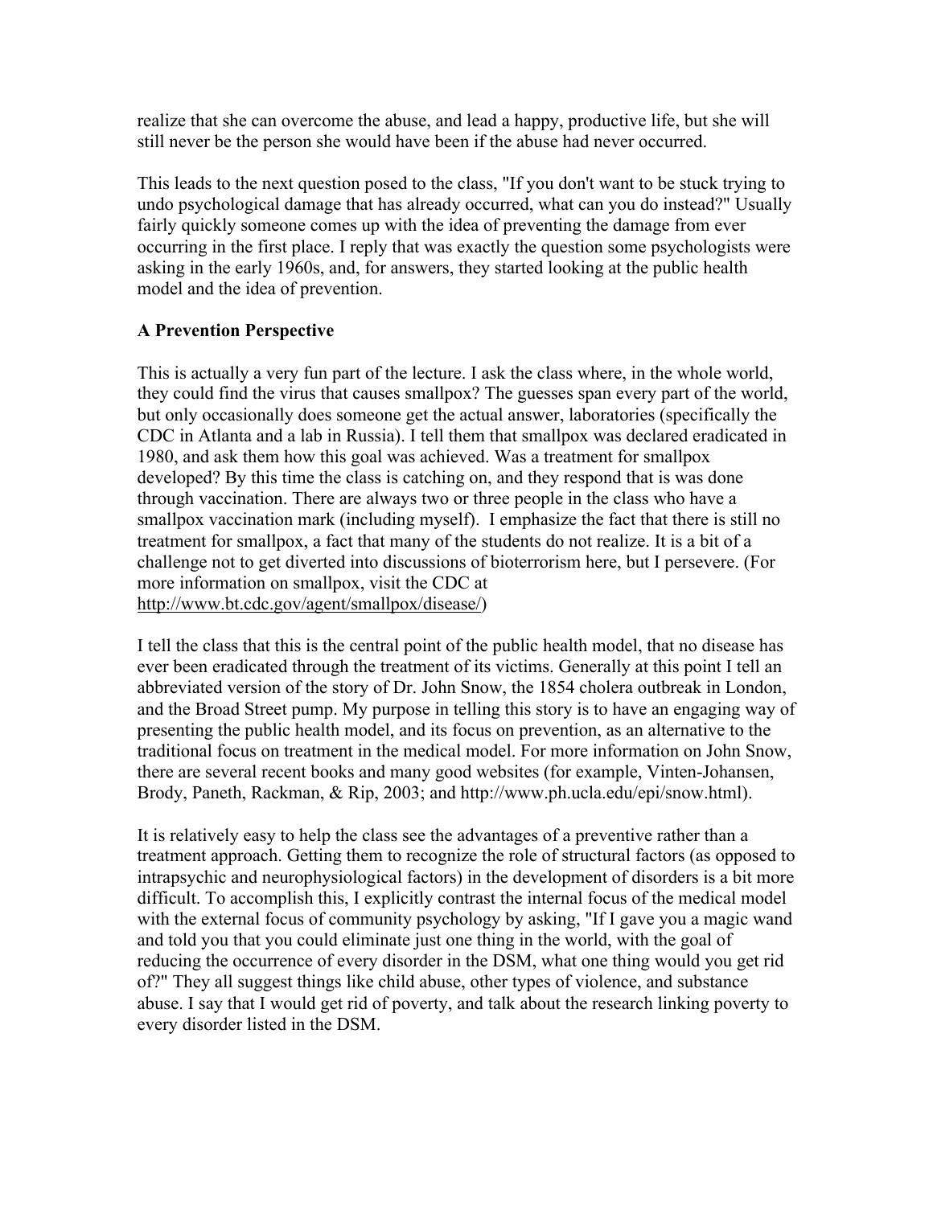realize that she can overcome the abuse, and lead a happy, productive life, but she will still never be the person she would have been if the abuse had never occurred.

This leads to the next question posed to the class, "If you don't want to be stuck trying to undo psychological damage that has already occurred, what can you do instead?" Usually fairly quickly someone comes up with the idea of preventing the damage from ever occurring in the first place. I reply that was exactly the question some psychologists were asking in the early 1960s, and, for answers, they started looking at the public health model and the idea of prevention.

**A Prevention Perspective**

This is actually a very fun part of the lecture. I ask the class where, in the whole world, they could find the virus that causes smallpox? The guesses span every part of the world, but only occasionally does someone get the actual answer, laboratories (specifically the CDC in Atlanta and a lab in Russia). I tell them that smallpox was declared eradicated in 1980, and ask them how this goal was achieved. Was a treatment for smallpox developed? By this time the class is catching on, and they respond that is was done through vaccination. There are always two or three people in the class who have a smallpox vaccination mark (including myself). I emphasize the fact that there is still no treatment for smallpox, a fact that many of the students do not realize. It is a bit of a challenge not to get diverted into discussions of bioterrorism here, but I persevere. (For more information on smallpox, visit the CDC at http://www.bt.cdc.gov/agent/smallpox/disease/)

I tell the class that this is the central point of the public health model, that no disease has ever been eradicated through the treatment of its victims. Generally at this point I tell an abbreviated version of the story of Dr. John Snow, the 1854 cholera outbreak in London, and the Broad Street pump. My purpose in telling this story is to have an engaging way of presenting the public health model, and its focus on prevention, as an alternative to the traditional focus on treatment in the medical model. For more information on John Snow, there are several recent books and many good websites (for example, Vinten-Johansen, Brody, Paneth, Rackman, & Rip, 2003; and http://www.ph.ucla.edu/epi/snow.html).

It is relatively easy to help the class see the advantages of a preventive rather than a treatment approach. Getting them to recognize the role of structural factors (as opposed to intrapsychic and neurophysiological factors) in the development of disorders is a bit more difficult. To accomplish this, I explicitly contrast the internal focus of the medical model with the external focus of community psychology by asking, "If I gave you a magic wand and told you that you could eliminate just one thing in the world, with the goal of reducing the occurrence of every disorder in the DSM, what one thing would you get rid of?" They all suggest things like child abuse, other types of violence, and substance abuse. I say that I would get rid of poverty, and talk about the research linking poverty to every disorder listed in the DSM.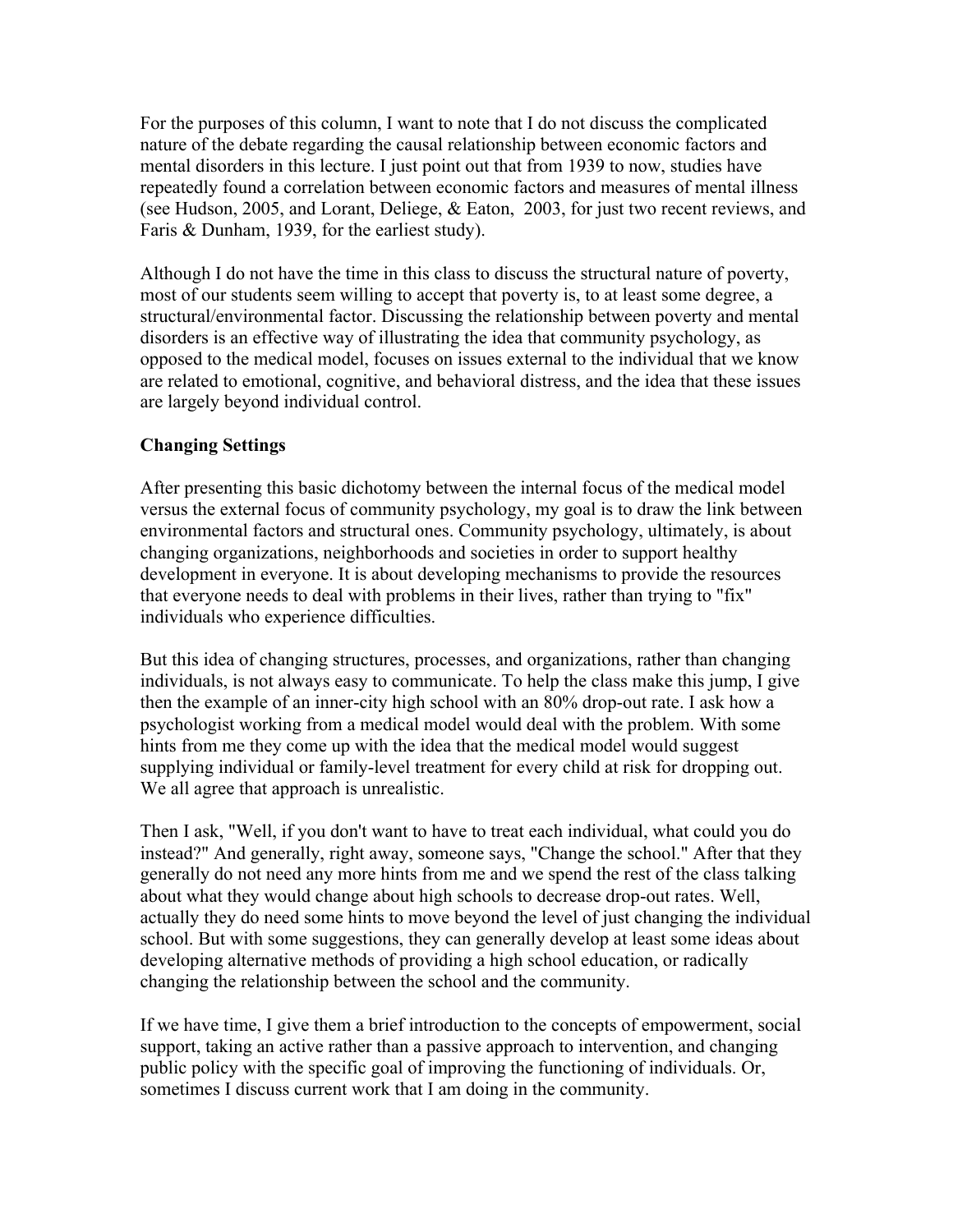For the purposes of this column, I want to note that I do not discuss the complicated nature of the debate regarding the causal relationship between economic factors and mental disorders in this lecture. I just point out that from 1939 to now, studies have repeatedly found a correlation between economic factors and measures of mental illness (see Hudson, 2005, and Lorant, Deliege, & Eaton, 2003, for just two recent reviews, and Faris & Dunham, 1939, for the earliest study).

Although I do not have the time in this class to discuss the structural nature of poverty, most of our students seem willing to accept that poverty is, to at least some degree, a structural/environmental factor. Discussing the relationship between poverty and mental disorders is an effective way of illustrating the idea that community psychology, as opposed to the medical model, focuses on issues external to the individual that we know are related to emotional, cognitive, and behavioral distress, and the idea that these issues are largely beyond individual control.

**Changing Settings**

After presenting this basic dichotomy between the internal focus of the medical model versus the external focus of community psychology, my goal is to draw the link between environmental factors and structural ones. Community psychology, ultimately, is about changing organizations, neighborhoods and societies in order to support healthy development in everyone. It is about developing mechanisms to provide the resources that everyone needs to deal with problems in their lives, rather than trying to "fix" individuals who experience difficulties.

But this idea of changing structures, processes, and organizations, rather than changing individuals, is not always easy to communicate. To help the class make this jump, I give then the example of an inner-city high school with an 80% drop-out rate. I ask how a psychologist working from a medical model would deal with the problem. With some hints from me they come up with the idea that the medical model would suggest supplying individual or family-level treatment for every child at risk for dropping out. We all agree that approach is unrealistic.

Then I ask, "Well, if you don't want to have to treat each individual, what could you do instead?" And generally, right away, someone says, "Change the school." After that they generally do not need any more hints from me and we spend the rest of the class talking about what they would change about high schools to decrease drop-out rates. Well, actually they do need some hints to move beyond the level of just changing the individual school. But with some suggestions, they can generally develop at least some ideas about developing alternative methods of providing a high school education, or radically changing the relationship between the school and the community.

If we have time, I give them a brief introduction to the concepts of empowerment, social support, taking an active rather than a passive approach to intervention, and changing public policy with the specific goal of improving the functioning of individuals. Or, sometimes I discuss current work that I am doing in the community.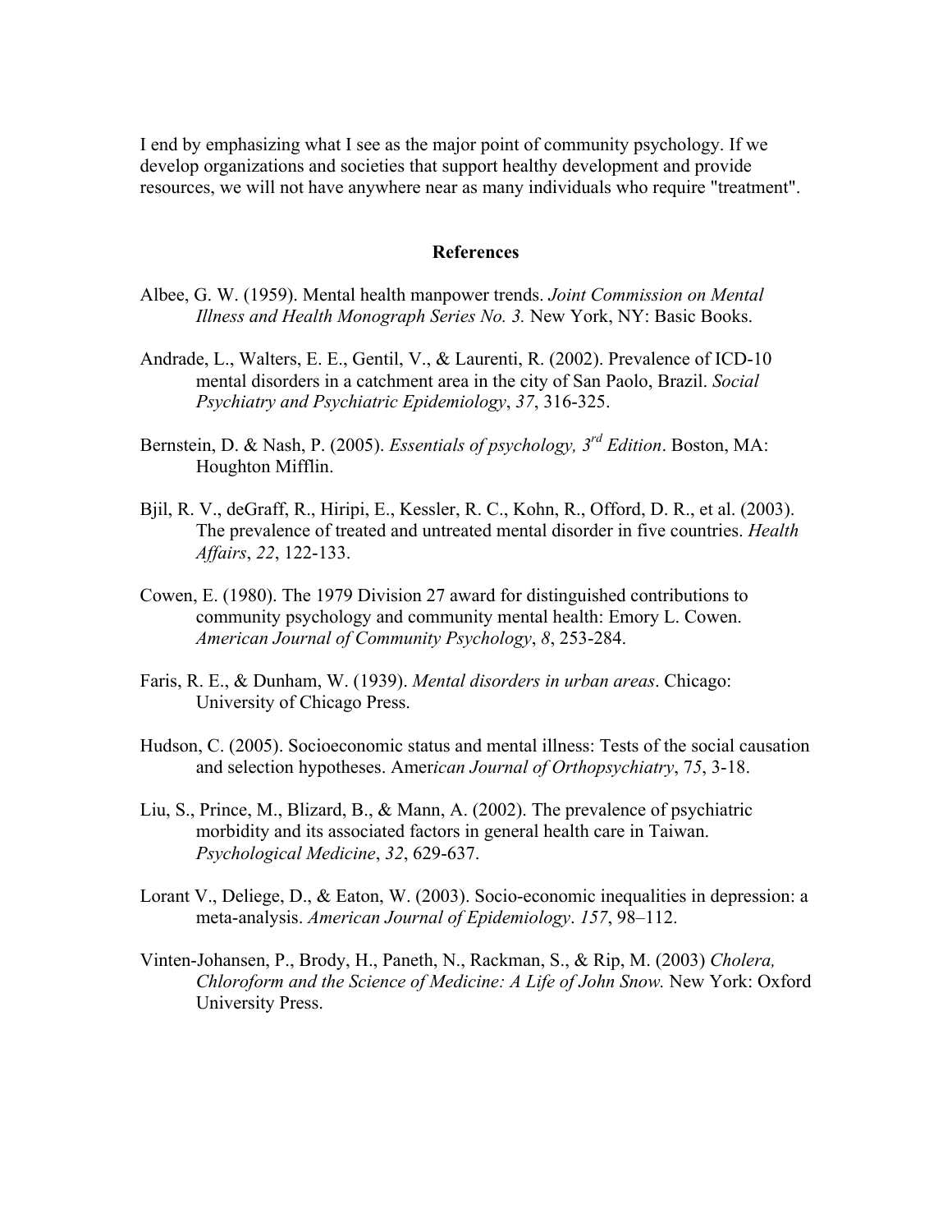I end by emphasizing what I see as the major point of community psychology. If we develop organizations and societies that support healthy development and provide resources, we will not have anywhere near as many individuals who require "treatment".

## References

Albee, G. W. (1959). Mental health manpower trends. *Joint Commission on Mental Illness and Health Monograph Series No. 3.* New York, NY: Basic Books.

Andrade, L., Walters, E. E., Gentil, V., & Laurenti, R. (2002). Prevalence of ICD-10 mental disorders in a catchment area in the city of San Paolo, Brazil. *Social Psychiatry and Psychiatric Epidemiology*, *37*, 316-325.

Bernstein, D. & Nash, P. (2005). *Essentials of psychology, 3rd Edition*. Boston, MA: Houghton Mifflin.

Bjil, R. V., deGraff, R., Hiripi, E., Kessler, R. C., Kohn, R., Offord, D. R., et al. (2003). The prevalence of treated and untreated mental disorder in five countries. *Health Affairs*, *22*, 122-133.

Cowen, E. (1980). The 1979 Division 27 award for distinguished contributions to community psychology and community mental health: Emory L. Cowen. *American Journal of Community Psychology*, *8*, 253-284.

Faris, R. E., & Dunham, W. (1939). *Mental disorders in urban areas*. Chicago: University of Chicago Press.

Hudson, C. (2005). Socioeconomic status and mental illness: Tests of the social causation and selection hypotheses. *American Journal of Orthopsychiatry*, *75*, 3-18.

Liu, S., Prince, M., Blizard, B., & Mann, A. (2002). The prevalence of psychiatric morbidity and its associated factors in general health care in Taiwan. *Psychological Medicine*, *32*, 629-637.

Lorant V., Deliege, D., & Eaton, W. (2003). Socio-economic inequalities in depression: a meta-analysis. *American Journal of Epidemiology*. *157*, 98–112.

Vinten-Johansen, P., Brody, H., Paneth, N., Rackman, S., & Rip, M. (2003) *Cholera, Chloroform and the Science of Medicine: A Life of John Snow.* New York: Oxford University Press.